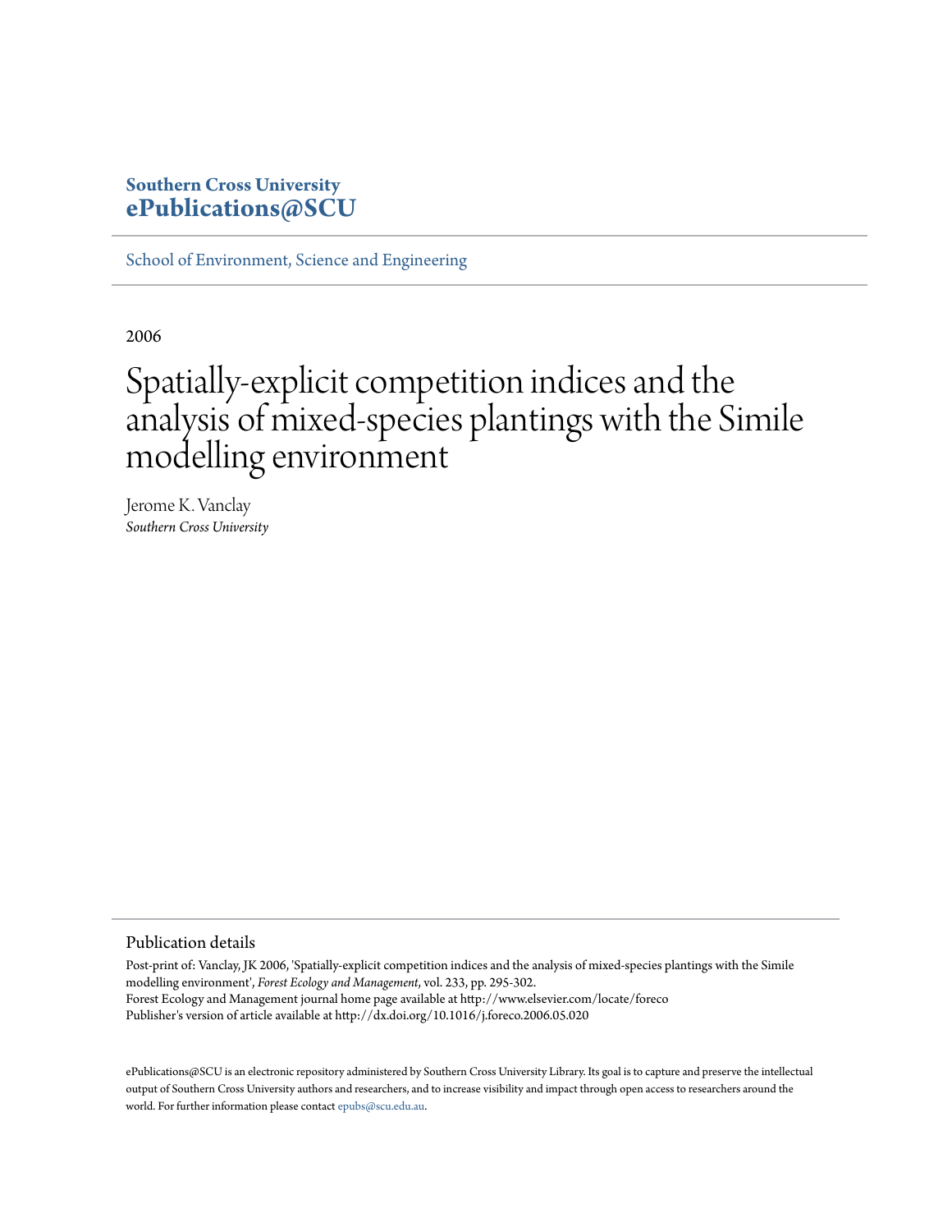**Southern Cross University**
**ePublications@SCU**

School of Environment, Science and Engineering

2006

# Spatially-explicit competition indices and the analysis of mixed-species plantings with the Simile modelling environment

Jerome K. Vanclay
*Southern Cross University*

## Publication details

Post-print of: Vanclay, JK 2006, 'Spatially-explicit competition indices and the analysis of mixed-species plantings with the Simile modelling environment', *Forest Ecology and Management*, vol. 233, pp. 295-302.
Forest Ecology and Management journal home page available at http://www.elsevier.com/locate/foreco
Publisher's version of article available at http://dx.doi.org/10.1016/j.foreco.2006.05.020

ePublications@SCU is an electronic repository administered by Southern Cross University Library. Its goal is to capture and preserve the intellectual output of Southern Cross University authors and researchers, and to increase visibility and impact through open access to researchers around the world. For further information please contact epubs@scu.edu.au.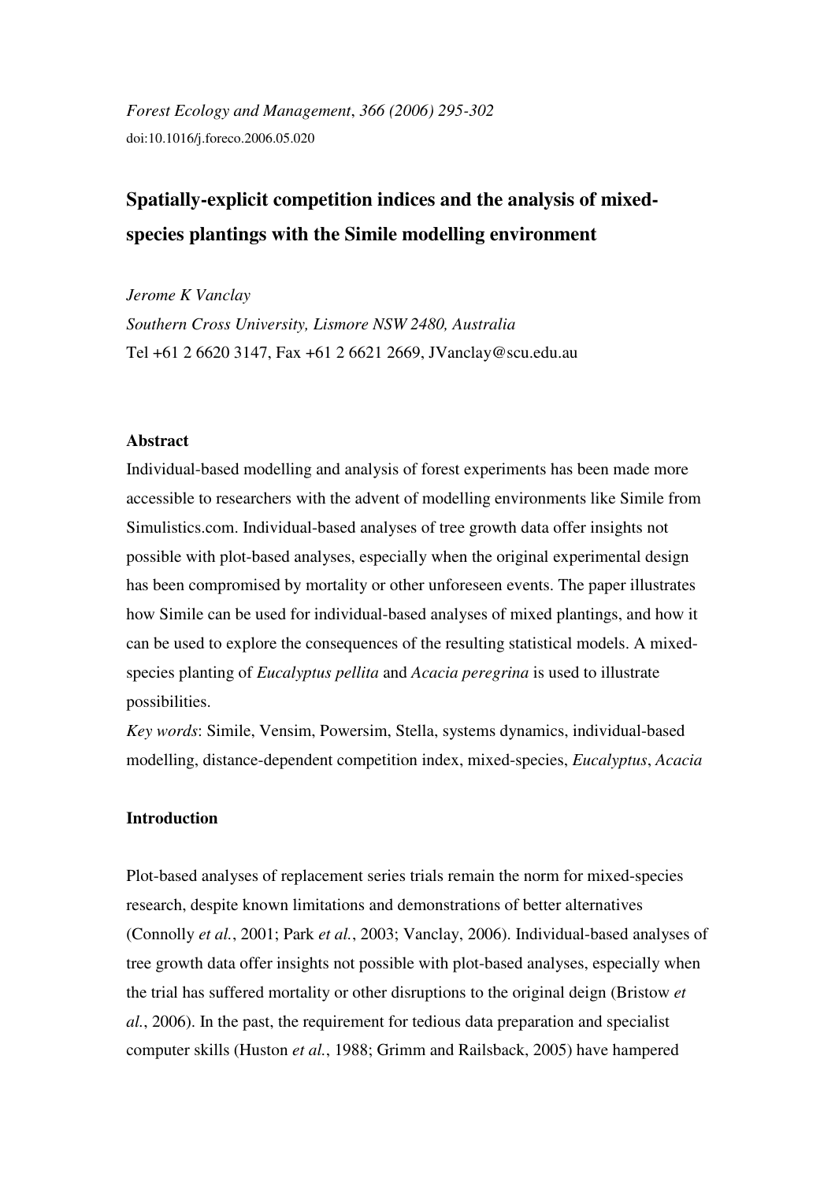*Forest Ecology and Management*, *366 (2006) 295-302*

doi:10.1016/j.foreco.2006.05.020

# Spatially-explicit competition indices and the analysis of mixed-species plantings with the Simile modelling environment

*Jerome K Vanclay*

*Southern Cross University, Lismore NSW 2480, Australia*

Tel +61 2 6620 3147, Fax +61 2 6621 2669, JVanclay@scu.edu.au

## Abstract

Individual-based modelling and analysis of forest experiments has been made more accessible to researchers with the advent of modelling environments like Simile from Simulistics.com. Individual-based analyses of tree growth data offer insights not possible with plot-based analyses, especially when the original experimental design has been compromised by mortality or other unforeseen events. The paper illustrates how Simile can be used for individual-based analyses of mixed plantings, and how it can be used to explore the consequences of the resulting statistical models. A mixed-species planting of *Eucalyptus pellita* and *Acacia peregrina* is used to illustrate possibilities.

*Key words*: Simile, Vensim, Powersim, Stella, systems dynamics, individual-based modelling, distance-dependent competition index, mixed-species, *Eucalyptus*, *Acacia*

## Introduction

Plot-based analyses of replacement series trials remain the norm for mixed-species research, despite known limitations and demonstrations of better alternatives (Connolly *et al.*, 2001; Park *et al.*, 2003; Vanclay, 2006). Individual-based analyses of tree growth data offer insights not possible with plot-based analyses, especially when the trial has suffered mortality or other disruptions to the original deign (Bristow *et al.*, 2006). In the past, the requirement for tedious data preparation and specialist computer skills (Huston *et al.*, 1988; Grimm and Railsback, 2005) have hampered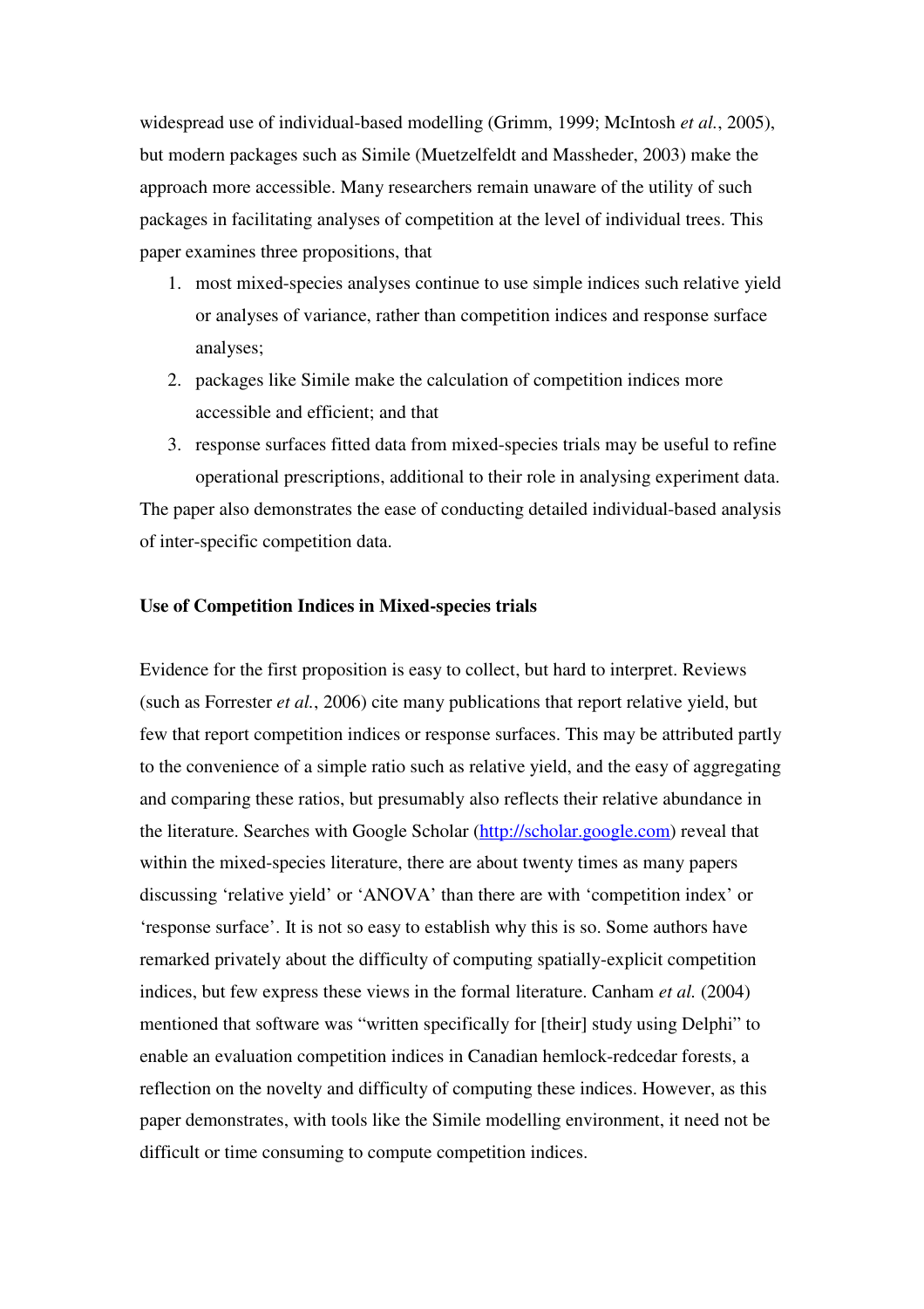widespread use of individual-based modelling (Grimm, 1999; McIntosh *et al.*, 2005), but modern packages such as Simile (Muetzelfeldt and Massheder, 2003) make the approach more accessible. Many researchers remain unaware of the utility of such packages in facilitating analyses of competition at the level of individual trees. This paper examines three propositions, that

1. most mixed-species analyses continue to use simple indices such relative yield or analyses of variance, rather than competition indices and response surface analyses;
2. packages like Simile make the calculation of competition indices more accessible and efficient; and that
3. response surfaces fitted data from mixed-species trials may be useful to refine operational prescriptions, additional to their role in analysing experiment data.

The paper also demonstrates the ease of conducting detailed individual-based analysis of inter-specific competition data.

## Use of Competition Indices in Mixed-species trials

Evidence for the first proposition is easy to collect, but hard to interpret. Reviews (such as Forrester *et al.*, 2006) cite many publications that report relative yield, but few that report competition indices or response surfaces. This may be attributed partly to the convenience of a simple ratio such as relative yield, and the easy of aggregating and comparing these ratios, but presumably also reflects their relative abundance in the literature. Searches with Google Scholar (http://scholar.google.com) reveal that within the mixed-species literature, there are about twenty times as many papers discussing 'relative yield' or 'ANOVA' than there are with 'competition index' or 'response surface'. It is not so easy to establish why this is so. Some authors have remarked privately about the difficulty of computing spatially-explicit competition indices, but few express these views in the formal literature. Canham *et al.* (2004) mentioned that software was "written specifically for [their] study using Delphi" to enable an evaluation competition indices in Canadian hemlock-redcedar forests, a reflection on the novelty and difficulty of computing these indices. However, as this paper demonstrates, with tools like the Simile modelling environment, it need not be difficult or time consuming to compute competition indices.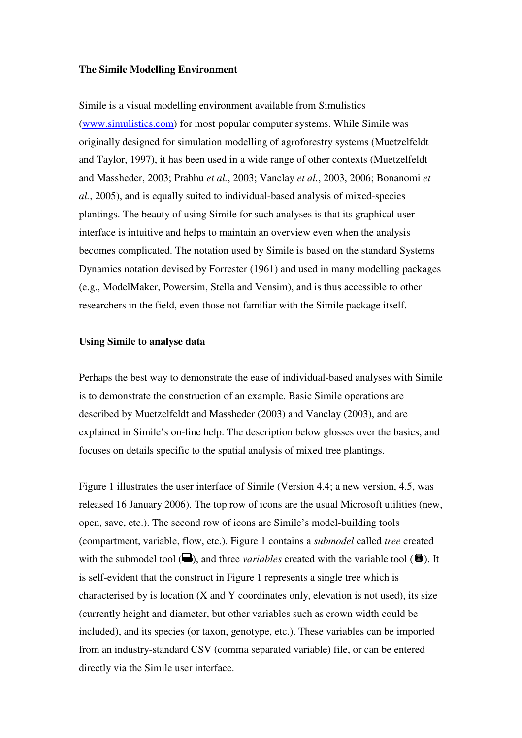**The Simile Modelling Environment**

Simile is a visual modelling environment available from Simulistics ([www.simulistics.com](http://www.simulistics.com)) for most popular computer systems. While Simile was originally designed for simulation modelling of agroforestry systems (Muetzelfeldt and Taylor, 1997), it has been used in a wide range of other contexts (Muetzelfeldt and Massheder, 2003; Prabhu *et al.*, 2003; Vanclay *et al.*, 2003, 2006; Bonanomi *et al.*, 2005), and is equally suited to individual-based analysis of mixed-species plantings. The beauty of using Simile for such analyses is that its graphical user interface is intuitive and helps to maintain an overview even when the analysis becomes complicated. The notation used by Simile is based on the standard Systems Dynamics notation devised by Forrester (1961) and used in many modelling packages (e.g., ModelMaker, Powersim, Stella and Vensim), and is thus accessible to other researchers in the field, even those not familiar with the Simile package itself.

**Using Simile to analyse data**

Perhaps the best way to demonstrate the ease of individual-based analyses with Simile is to demonstrate the construction of an example. Basic Simile operations are described by Muetzelfeldt and Massheder (2003) and Vanclay (2003), and are explained in Simile's on-line help. The description below glosses over the basics, and focuses on details specific to the spatial analysis of mixed tree plantings.

Figure 1 illustrates the user interface of Simile (Version 4.4; a new version, 4.5, was released 16 January 2006). The top row of icons are the usual Microsoft utilities (new, open, save, etc.). The second row of icons are Simile's model-building tools (compartment, variable, flow, etc.). Figure 1 contains a *submodel* called *tree* created with the submodel tool (), and three *variables* created with the variable tool (). It is self-evident that the construct in Figure 1 represents a single tree which is characterised by is location (X and Y coordinates only, elevation is not used), its size (currently height and diameter, but other variables such as crown width could be included), and its species (or taxon, genotype, etc.). These variables can be imported from an industry-standard CSV (comma separated variable) file, or can be entered directly via the Simile user interface.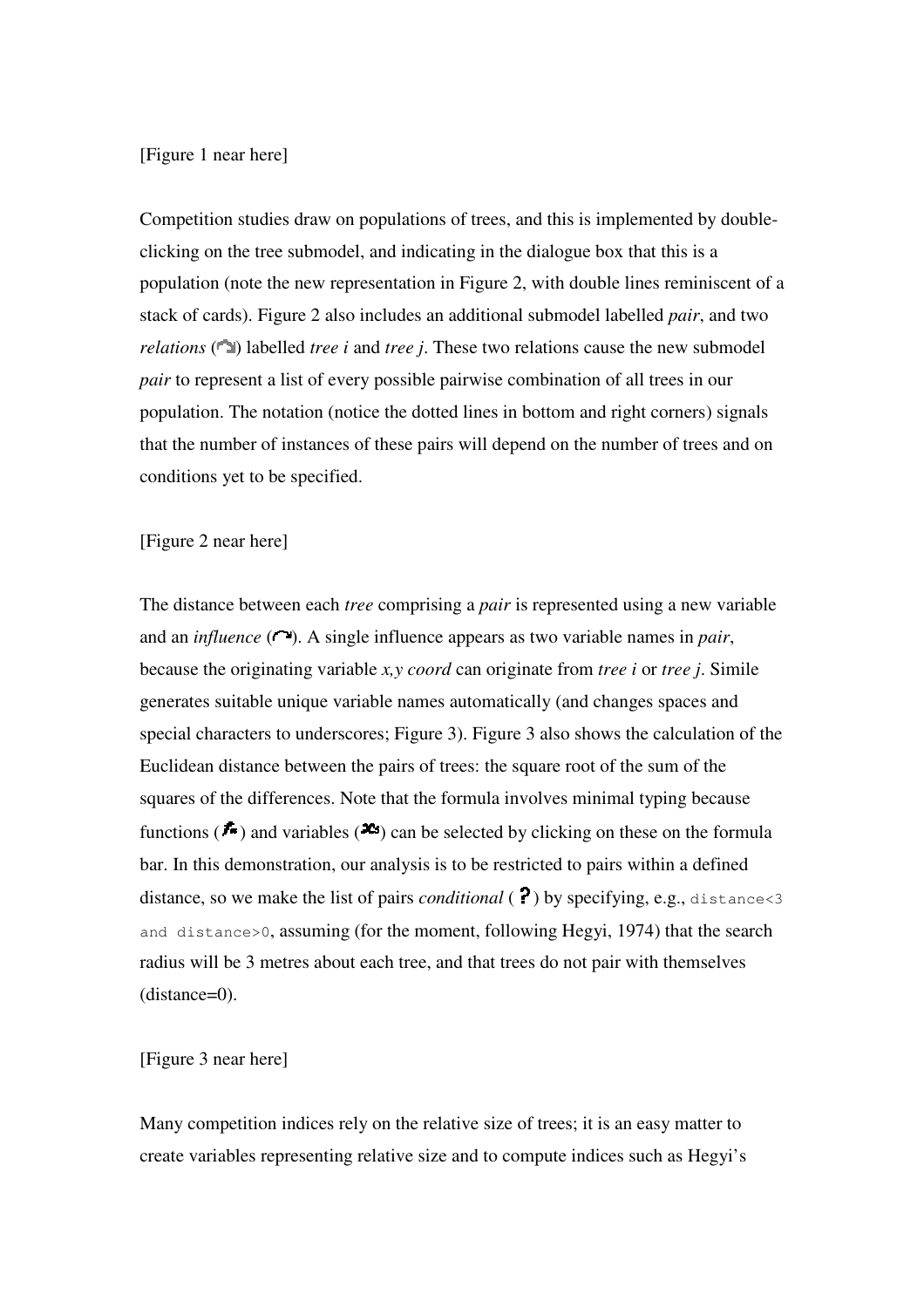[Figure 1 near here]

Competition studies draw on populations of trees, and this is implemented by double-clicking on the tree submodel, and indicating in the dialogue box that this is a population (note the new representation in Figure 2, with double lines reminiscent of a stack of cards). Figure 2 also includes an additional submodel labelled *pair*, and two *relations* ( ) labelled *tree i* and *tree j*. These two relations cause the new submodel *pair* to represent a list of every possible pairwise combination of all trees in our population. The notation (notice the dotted lines in bottom and right corners) signals that the number of instances of these pairs will depend on the number of trees and on conditions yet to be specified.

[Figure 2 near here]

The distance between each *tree* comprising a *pair* is represented using a new variable and an *influence* ( ). A single influence appears as two variable names in *pair*, because the originating variable *x,y coord* can originate from *tree i* or *tree j*. Simile generates suitable unique variable names automatically (and changes spaces and special characters to underscores; Figure 3). Figure 3 also shows the calculation of the Euclidean distance between the pairs of trees: the square root of the sum of the squares of the differences. Note that the formula involves minimal typing because functions ( ) and variables ( ) can be selected by clicking on these on the formula bar. In this demonstration, our analysis is to be restricted to pairs within a defined distance, so we make the list of pairs *conditional* ( ? ) by specifying, e.g., `distance<3 and distance>0`, assuming (for the moment, following Hegyi, 1974) that the search radius will be 3 metres about each tree, and that trees do not pair with themselves (distance=0).

[Figure 3 near here]

Many competition indices rely on the relative size of trees; it is an easy matter to create variables representing relative size and to compute indices such as Hegyi's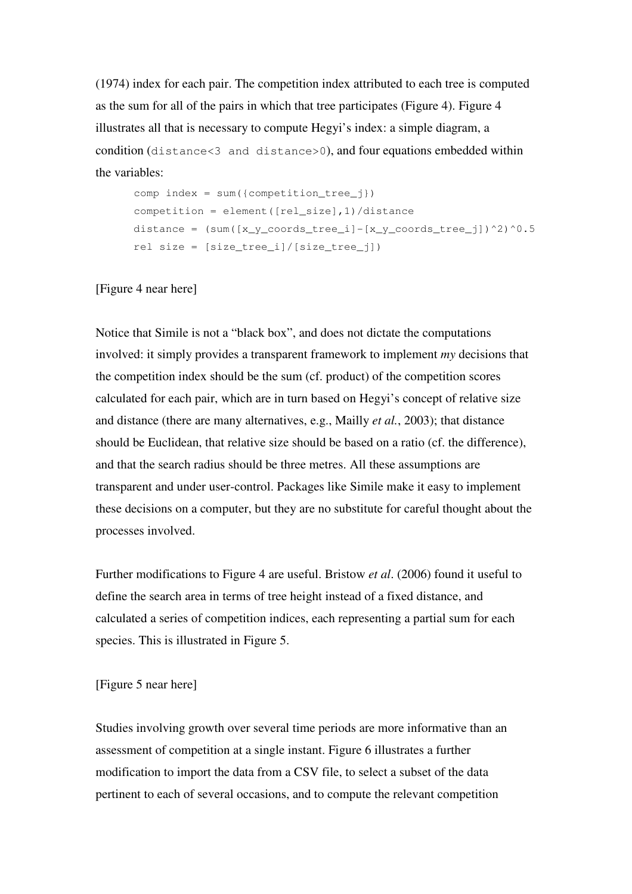(1974) index for each pair. The competition index attributed to each tree is computed as the sum for all of the pairs in which that tree participates (Figure 4). Figure 4 illustrates all that is necessary to compute Hegyi's index: a simple diagram, a condition (`distance<3 and distance>0`), and four equations embedded within the variables:

```
comp index = sum({competition_tree_j})
competition = element([rel_size],1)/distance
distance = (sum([x_y_coords_tree_i]-[x_y_coords_tree_j])^2)^0.5
rel size = [size_tree_i]/[size_tree_j])
```

[Figure 4 near here]

Notice that Simile is not a "black box", and does not dictate the computations involved: it simply provides a transparent framework to implement *my* decisions that the competition index should be the sum (cf. product) of the competition scores calculated for each pair, which are in turn based on Hegyi's concept of relative size and distance (there are many alternatives, e.g., Mailly *et al.*, 2003); that distance should be Euclidean, that relative size should be based on a ratio (cf. the difference), and that the search radius should be three metres. All these assumptions are transparent and under user-control. Packages like Simile make it easy to implement these decisions on a computer, but they are no substitute for careful thought about the processes involved.

Further modifications to Figure 4 are useful. Bristow *et al*. (2006) found it useful to define the search area in terms of tree height instead of a fixed distance, and calculated a series of competition indices, each representing a partial sum for each species. This is illustrated in Figure 5.

[Figure 5 near here]

Studies involving growth over several time periods are more informative than an assessment of competition at a single instant. Figure 6 illustrates a further modification to import the data from a CSV file, to select a subset of the data pertinent to each of several occasions, and to compute the relevant competition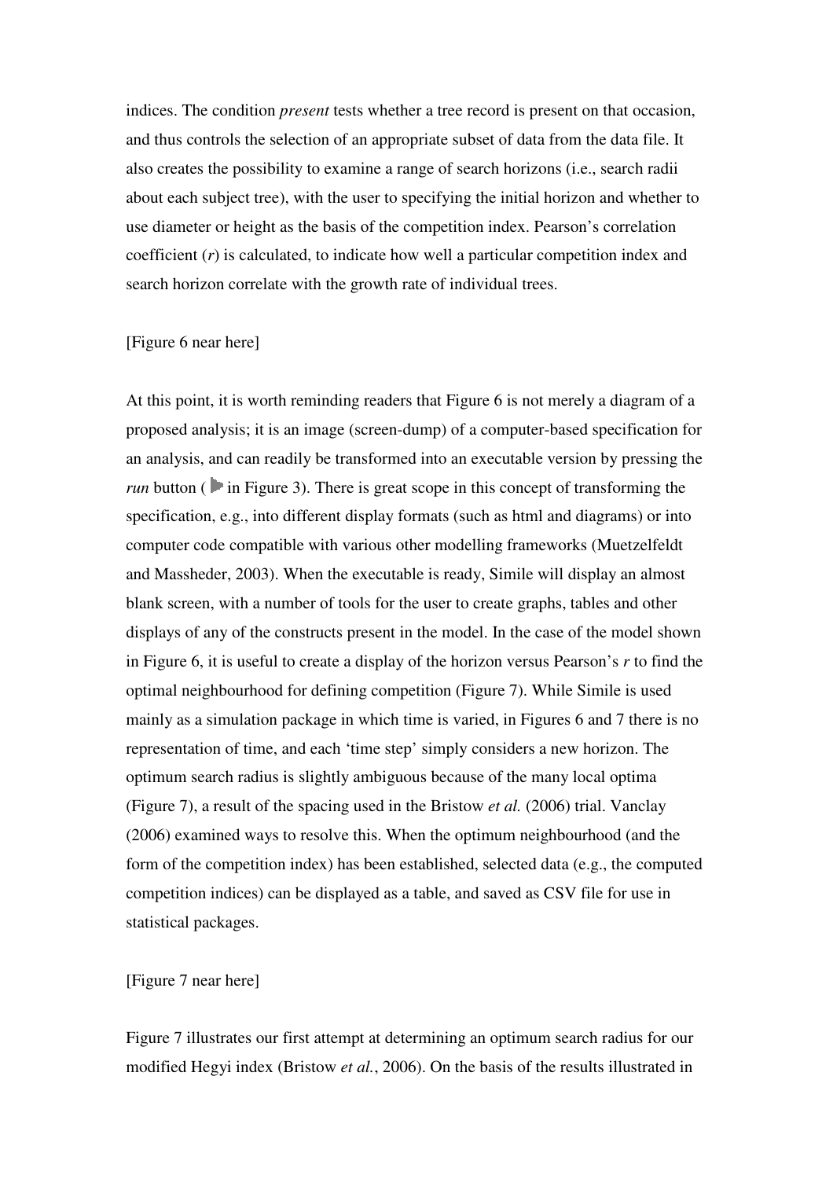indices. The condition *present* tests whether a tree record is present on that occasion, and thus controls the selection of an appropriate subset of data from the data file. It also creates the possibility to examine a range of search horizons (i.e., search radii about each subject tree), with the user to specifying the initial horizon and whether to use diameter or height as the basis of the competition index. Pearson's correlation coefficient ($r$) is calculated, to indicate how well a particular competition index and search horizon correlate with the growth rate of individual trees.

[Figure 6 near here]

At this point, it is worth reminding readers that Figure 6 is not merely a diagram of a proposed analysis; it is an image (screen-dump) of a computer-based specification for an analysis, and can readily be transformed into an executable version by pressing the *run* button ( in Figure 3). There is great scope in this concept of transforming the specification, e.g., into different display formats (such as html and diagrams) or into computer code compatible with various other modelling frameworks (Muetzelfeldt and Massheder, 2003). When the executable is ready, Simile will display an almost blank screen, with a number of tools for the user to create graphs, tables and other displays of any of the constructs present in the model. In the case of the model shown in Figure 6, it is useful to create a display of the horizon versus Pearson's $r$ to find the optimal neighbourhood for defining competition (Figure 7). While Simile is used mainly as a simulation package in which time is varied, in Figures 6 and 7 there is no representation of time, and each 'time step' simply considers a new horizon. The optimum search radius is slightly ambiguous because of the many local optima (Figure 7), a result of the spacing used in the Bristow *et al.* (2006) trial. Vanclay (2006) examined ways to resolve this. When the optimum neighbourhood (and the form of the competition index) has been established, selected data (e.g., the computed competition indices) can be displayed as a table, and saved as CSV file for use in statistical packages.

[Figure 7 near here]

Figure 7 illustrates our first attempt at determining an optimum search radius for our modified Hegyi index (Bristow *et al.*, 2006). On the basis of the results illustrated in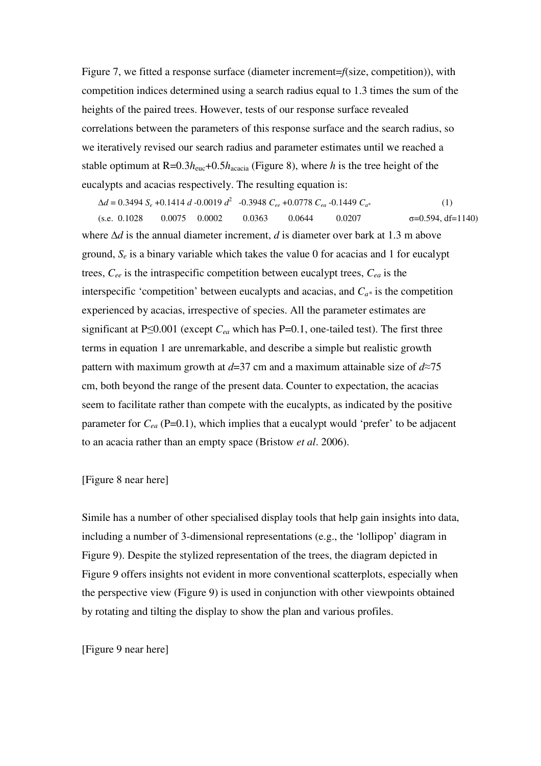Figure 7, we fitted a response surface (diameter increment=*f*(size, competition)), with competition indices determined using a search radius equal to 1.3 times the sum of the heights of the paired trees. However, tests of our response surface revealed correlations between the parameters of this response surface and the search radius, so we iteratively revised our search radius and parameter estimates until we reached a stable optimum at $R=0.3h_{euc}+0.5h_{acacia}$ (Figure 8), where $h$ is the tree height of the eucalypts and acacias respectively. The resulting equation is:

$$\Delta d = 0.3494\ S_e + 0.1414\ d - 0.0019\ d^2\ - 0.3948\ C_{ee} + 0.0778\ C_{ea} - 0.1449\ C_{a*} \qquad (1)$$

(s.e. 0.1028  0.0075  0.0002  0.0363  0.0644  0.0207  $\sigma$=0.594, df=1140)

where $\Delta d$ is the annual diameter increment, $d$ is diameter over bark at 1.3 m above ground, $S_e$ is a binary variable which takes the value 0 for acacias and 1 for eucalypt trees, $C_{ee}$ is the intraspecific competition between eucalypt trees, $C_{ea}$ is the interspecific 'competition' between eucalypts and acacias, and $C_{a*}$ is the competition experienced by acacias, irrespective of species. All the parameter estimates are significant at $P \leq 0.001$ (except $C_{ea}$ which has P=0.1, one-tailed test). The first three terms in equation 1 are unremarkable, and describe a simple but realistic growth pattern with maximum growth at $d$=37 cm and a maximum attainable size of $d \approx 75$ cm, both beyond the range of the present data. Counter to expectation, the acacias seem to facilitate rather than compete with the eucalypts, as indicated by the positive parameter for $C_{ea}$ (P=0.1), which implies that a eucalypt would 'prefer' to be adjacent to an acacia rather than an empty space (Bristow *et al*. 2006).

[Figure 8 near here]

Simile has a number of other specialised display tools that help gain insights into data, including a number of 3-dimensional representations (e.g., the 'lollipop' diagram in Figure 9). Despite the stylized representation of the trees, the diagram depicted in Figure 9 offers insights not evident in more conventional scatterplots, especially when the perspective view (Figure 9) is used in conjunction with other viewpoints obtained by rotating and tilting the display to show the plan and various profiles.

[Figure 9 near here]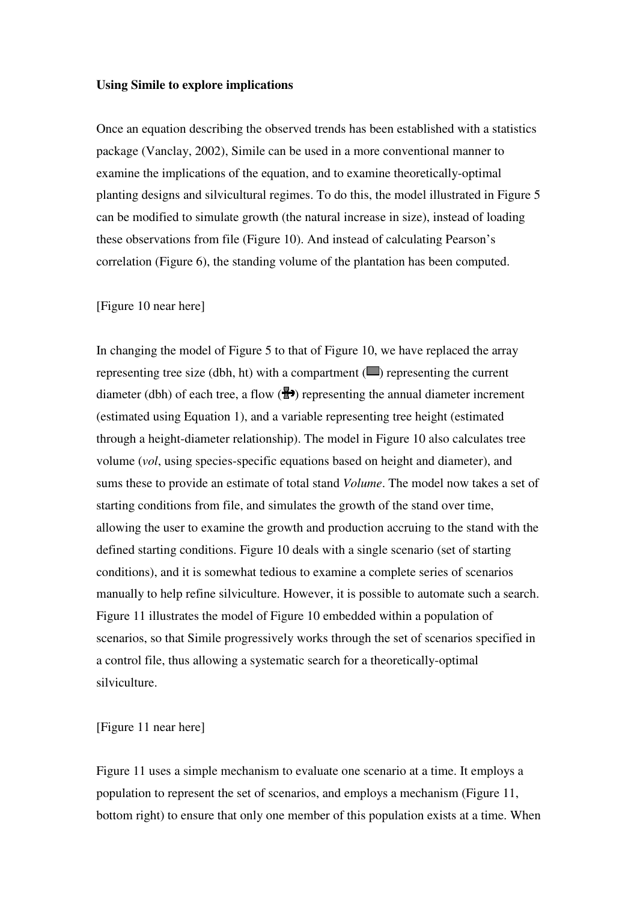**Using Simile to explore implications**

Once an equation describing the observed trends has been established with a statistics package (Vanclay, 2002), Simile can be used in a more conventional manner to examine the implications of the equation, and to examine theoretically-optimal planting designs and silvicultural regimes. To do this, the model illustrated in Figure 5 can be modified to simulate growth (the natural increase in size), instead of loading these observations from file (Figure 10). And instead of calculating Pearson's correlation (Figure 6), the standing volume of the plantation has been computed.

[Figure 10 near here]

In changing the model of Figure 5 to that of Figure 10, we have replaced the array representing tree size (dbh, ht) with a compartment (■) representing the current diameter (dbh) of each tree, a flow (⇥) representing the annual diameter increment (estimated using Equation 1), and a variable representing tree height (estimated through a height-diameter relationship). The model in Figure 10 also calculates tree volume (*vol*, using species-specific equations based on height and diameter), and sums these to provide an estimate of total stand *Volume*. The model now takes a set of starting conditions from file, and simulates the growth of the stand over time, allowing the user to examine the growth and production accruing to the stand with the defined starting conditions. Figure 10 deals with a single scenario (set of starting conditions), and it is somewhat tedious to examine a complete series of scenarios manually to help refine silviculture. However, it is possible to automate such a search. Figure 11 illustrates the model of Figure 10 embedded within a population of scenarios, so that Simile progressively works through the set of scenarios specified in a control file, thus allowing a systematic search for a theoretically-optimal silviculture.

[Figure 11 near here]

Figure 11 uses a simple mechanism to evaluate one scenario at a time. It employs a population to represent the set of scenarios, and employs a mechanism (Figure 11, bottom right) to ensure that only one member of this population exists at a time. When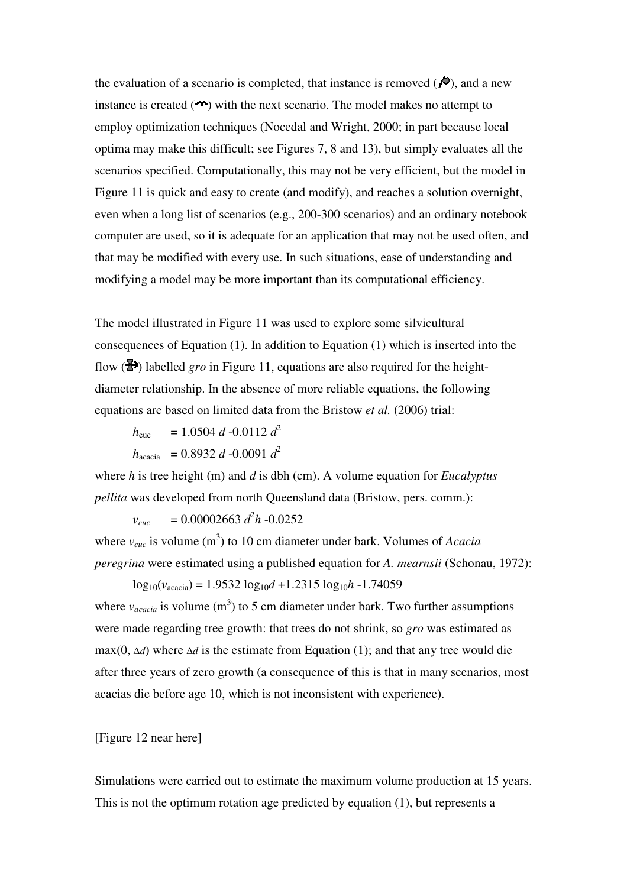the evaluation of a scenario is completed, that instance is removed (), and a new instance is created () with the next scenario. The model makes no attempt to employ optimization techniques (Nocedal and Wright, 2000; in part because local optima may make this difficult; see Figures 7, 8 and 13), but simply evaluates all the scenarios specified. Computationally, this may not be very efficient, but the model in Figure 11 is quick and easy to create (and modify), and reaches a solution overnight, even when a long list of scenarios (e.g., 200-300 scenarios) and an ordinary notebook computer are used, so it is adequate for an application that may not be used often, and that may be modified with every use. In such situations, ease of understanding and modifying a model may be more important than its computational efficiency.

The model illustrated in Figure 11 was used to explore some silvicultural consequences of Equation (1). In addition to Equation (1) which is inserted into the flow () labelled *gro* in Figure 11, equations are also required for the height-diameter relationship. In the absence of more reliable equations, the following equations are based on limited data from the Bristow *et al.* (2006) trial:

$$h_{\text{euc}} = 1.0504\, d - 0.0112\, d^2$$

$$h_{\text{acacia}} = 0.8932\, d - 0.0091\, d^2$$

where $h$ is tree height (m) and $d$ is dbh (cm). A volume equation for *Eucalyptus pellita* was developed from north Queensland data (Bristow, pers. comm.):

$$v_{euc} = 0.00002663\, d^2 h - 0.0252$$

where $v_{euc}$ is volume (m$^3$) to 10 cm diameter under bark. Volumes of *Acacia peregrina* were estimated using a published equation for *A. mearnsii* (Schonau, 1972):

$$\log_{10}(v_{\text{acacia}}) = 1.9532 \log_{10} d + 1.2315 \log_{10} h - 1.74059$$

where $v_{acacia}$ is volume (m$^3$) to 5 cm diameter under bark. Two further assumptions were made regarding tree growth: that trees do not shrink, so *gro* was estimated as $\max(0, \Delta d)$ where $\Delta d$ is the estimate from Equation (1); and that any tree would die after three years of zero growth (a consequence of this is that in many scenarios, most acacias die before age 10, which is not inconsistent with experience).

[Figure 12 near here]

Simulations were carried out to estimate the maximum volume production at 15 years. This is not the optimum rotation age predicted by equation (1), but represents a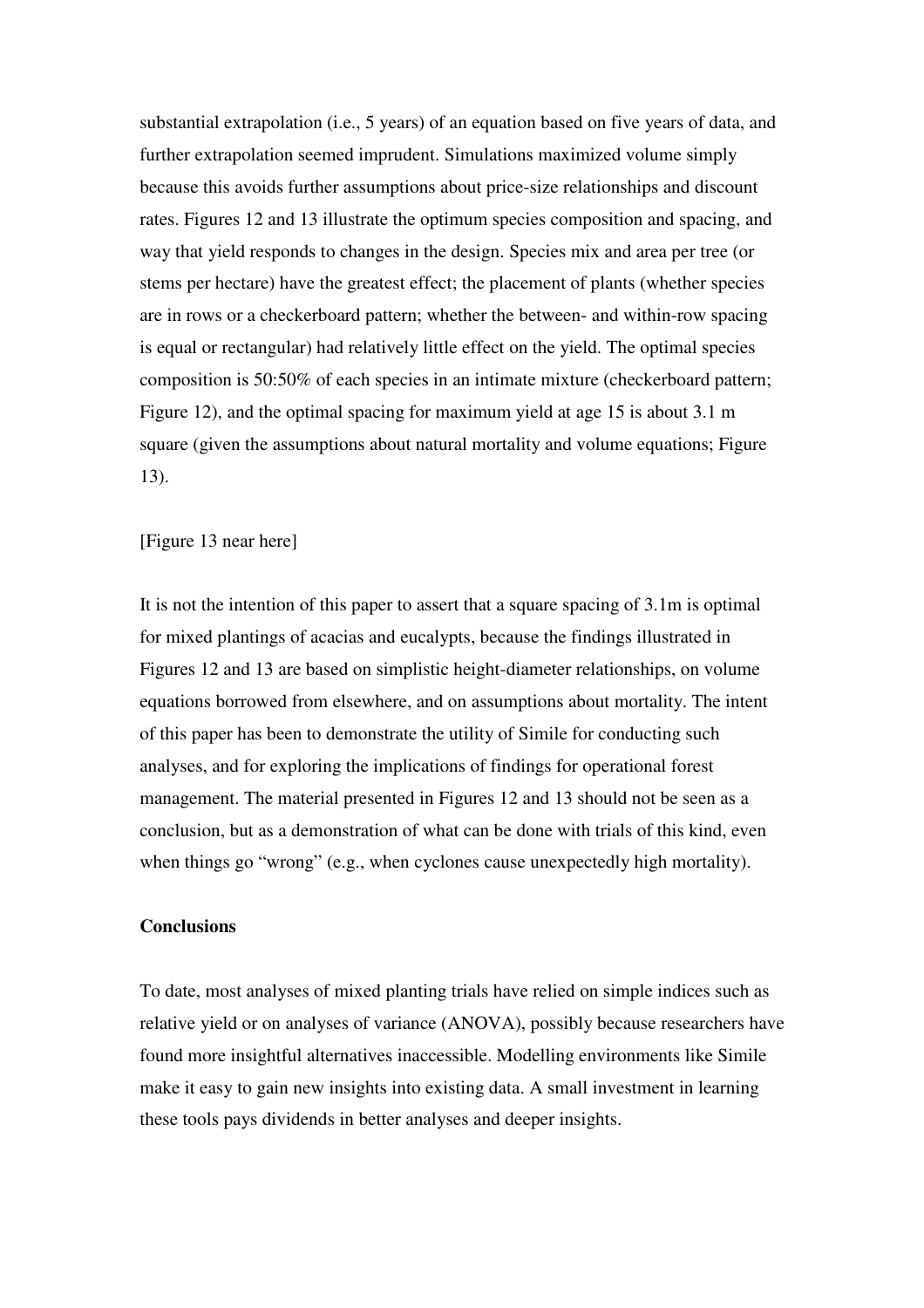substantial extrapolation (i.e., 5 years) of an equation based on five years of data, and further extrapolation seemed imprudent. Simulations maximized volume simply because this avoids further assumptions about price-size relationships and discount rates. Figures 12 and 13 illustrate the optimum species composition and spacing, and way that yield responds to changes in the design. Species mix and area per tree (or stems per hectare) have the greatest effect; the placement of plants (whether species are in rows or a checkerboard pattern; whether the between- and within-row spacing is equal or rectangular) had relatively little effect on the yield. The optimal species composition is 50:50% of each species in an intimate mixture (checkerboard pattern; Figure 12), and the optimal spacing for maximum yield at age 15 is about 3.1 m square (given the assumptions about natural mortality and volume equations; Figure 13).

[Figure 13 near here]

It is not the intention of this paper to assert that a square spacing of 3.1m is optimal for mixed plantings of acacias and eucalypts, because the findings illustrated in Figures 12 and 13 are based on simplistic height-diameter relationships, on volume equations borrowed from elsewhere, and on assumptions about mortality. The intent of this paper has been to demonstrate the utility of Simile for conducting such analyses, and for exploring the implications of findings for operational forest management. The material presented in Figures 12 and 13 should not be seen as a conclusion, but as a demonstration of what can be done with trials of this kind, even when things go "wrong" (e.g., when cyclones cause unexpectedly high mortality).

**Conclusions**

To date, most analyses of mixed planting trials have relied on simple indices such as relative yield or on analyses of variance (ANOVA), possibly because researchers have found more insightful alternatives inaccessible. Modelling environments like Simile make it easy to gain new insights into existing data. A small investment in learning these tools pays dividends in better analyses and deeper insights.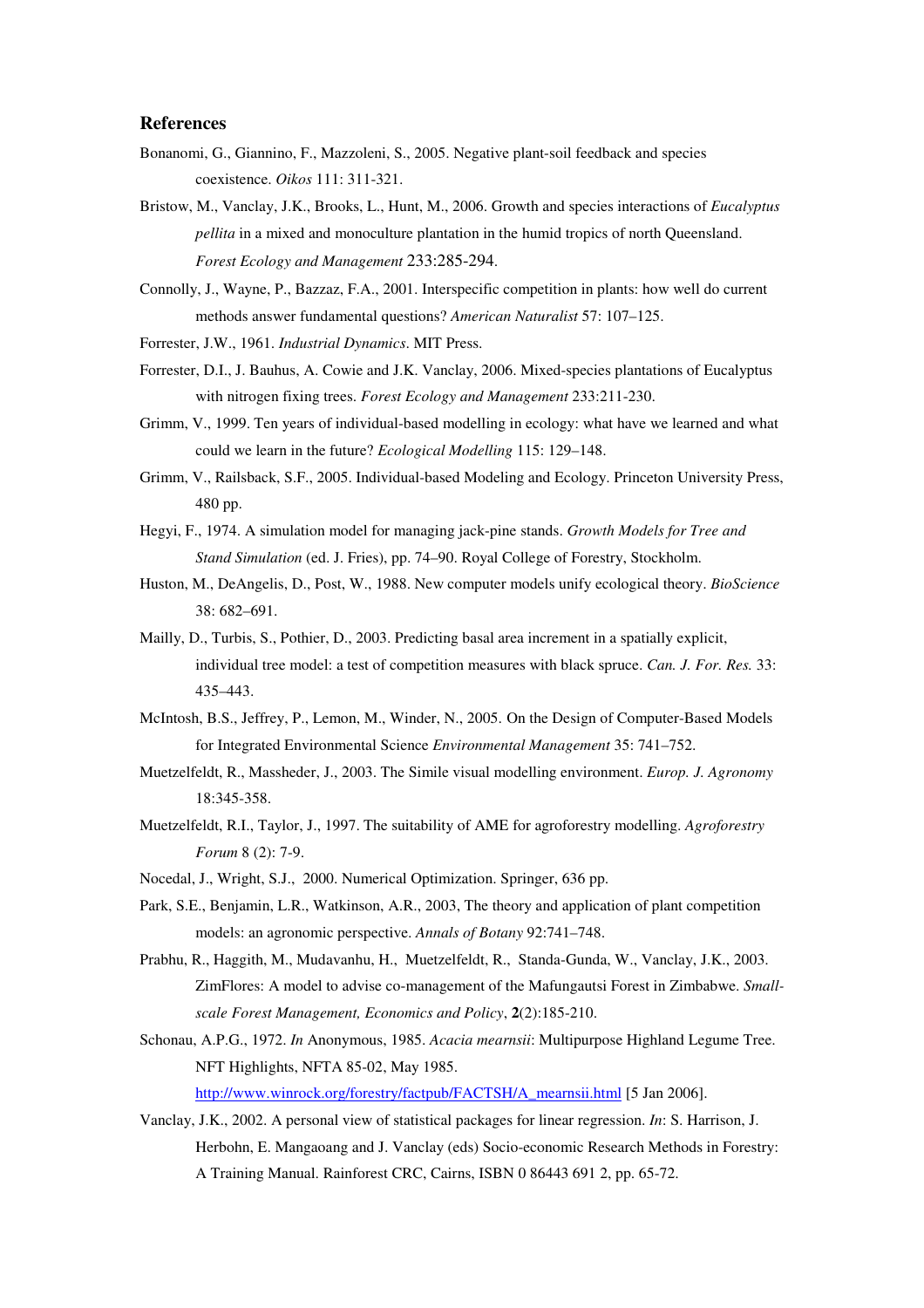## References

Bonanomi, G., Giannino, F., Mazzoleni, S., 2005. Negative plant-soil feedback and species coexistence. *Oikos* 111: 311-321.

Bristow, M., Vanclay, J.K., Brooks, L., Hunt, M., 2006. Growth and species interactions of *Eucalyptus pellita* in a mixed and monoculture plantation in the humid tropics of north Queensland. *Forest Ecology and Management* 233:285-294.

Connolly, J., Wayne, P., Bazzaz, F.A., 2001. Interspecific competition in plants: how well do current methods answer fundamental questions? *American Naturalist* 57: 107–125.

Forrester, J.W., 1961. *Industrial Dynamics*. MIT Press.

Forrester, D.I., J. Bauhus, A. Cowie and J.K. Vanclay, 2006. Mixed-species plantations of Eucalyptus with nitrogen fixing trees. *Forest Ecology and Management* 233:211-230.

Grimm, V., 1999. Ten years of individual-based modelling in ecology: what have we learned and what could we learn in the future? *Ecological Modelling* 115: 129–148.

Grimm, V., Railsback, S.F., 2005. Individual-based Modeling and Ecology. Princeton University Press, 480 pp.

Hegyi, F., 1974. A simulation model for managing jack-pine stands. *Growth Models for Tree and Stand Simulation* (ed. J. Fries), pp. 74–90. Royal College of Forestry, Stockholm.

Huston, M., DeAngelis, D., Post, W., 1988. New computer models unify ecological theory. *BioScience* 38: 682–691.

Mailly, D., Turbis, S., Pothier, D., 2003. Predicting basal area increment in a spatially explicit, individual tree model: a test of competition measures with black spruce. *Can. J. For. Res.* 33: 435–443.

McIntosh, B.S., Jeffrey, P., Lemon, M., Winder, N., 2005. On the Design of Computer-Based Models for Integrated Environmental Science *Environmental Management* 35: 741–752.

Muetzelfeldt, R., Massheder, J., 2003. The Simile visual modelling environment. *Europ. J. Agronomy* 18:345-358.

Muetzelfeldt, R.I., Taylor, J., 1997. The suitability of AME for agroforestry modelling. *Agroforestry Forum* 8 (2): 7-9.

Nocedal, J., Wright, S.J., 2000. Numerical Optimization. Springer, 636 pp.

Park, S.E., Benjamin, L.R., Watkinson, A.R., 2003, The theory and application of plant competition models: an agronomic perspective. *Annals of Botany* 92:741–748.

Prabhu, R., Haggith, M., Mudavanhu, H., Muetzelfeldt, R., Standa-Gunda, W., Vanclay, J.K., 2003. ZimFlores: A model to advise co-management of the Mafungautsi Forest in Zimbabwe. *Small-scale Forest Management, Economics and Policy*, **2**(2):185-210.

Schonau, A.P.G., 1972. *In* Anonymous, 1985. *Acacia mearnsii*: Multipurpose Highland Legume Tree. NFT Highlights, NFTA 85-02, May 1985. http://www.winrock.org/forestry/factpub/FACTSH/A_mearnsii.html [5 Jan 2006].

Vanclay, J.K., 2002. A personal view of statistical packages for linear regression. *In*: S. Harrison, J. Herbohn, E. Mangaoang and J. Vanclay (eds) Socio-economic Research Methods in Forestry: A Training Manual. Rainforest CRC, Cairns, ISBN 0 86443 691 2, pp. 65-72.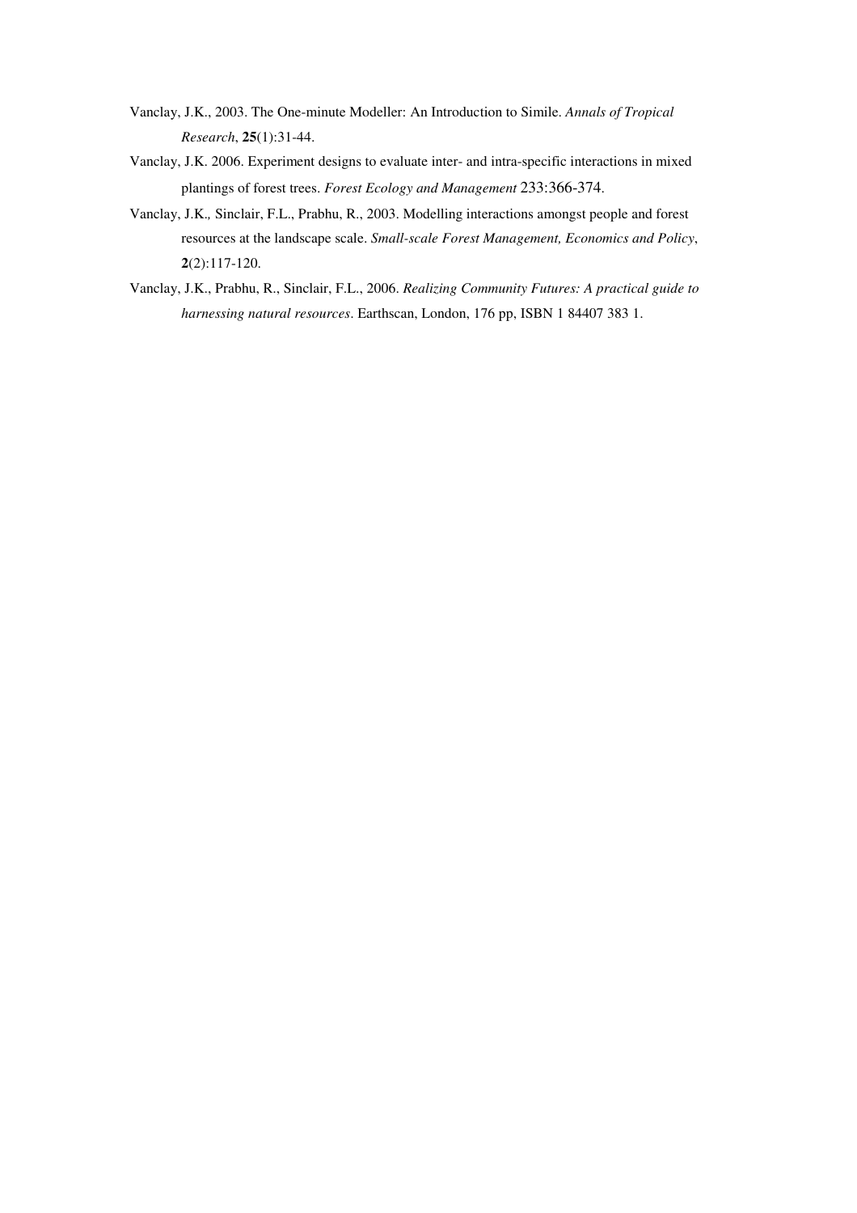Vanclay, J.K., 2003. The One-minute Modeller: An Introduction to Simile. *Annals of Tropical Research*, **25**(1):31-44.

Vanclay, J.K. 2006. Experiment designs to evaluate inter- and intra-specific interactions in mixed plantings of forest trees. *Forest Ecology and Management* 233:366-374.

Vanclay, J.K., Sinclair, F.L., Prabhu, R., 2003. Modelling interactions amongst people and forest resources at the landscape scale. *Small-scale Forest Management, Economics and Policy*, **2**(2):117-120.

Vanclay, J.K., Prabhu, R., Sinclair, F.L., 2006. *Realizing Community Futures: A practical guide to harnessing natural resources*. Earthscan, London, 176 pp, ISBN 1 84407 383 1.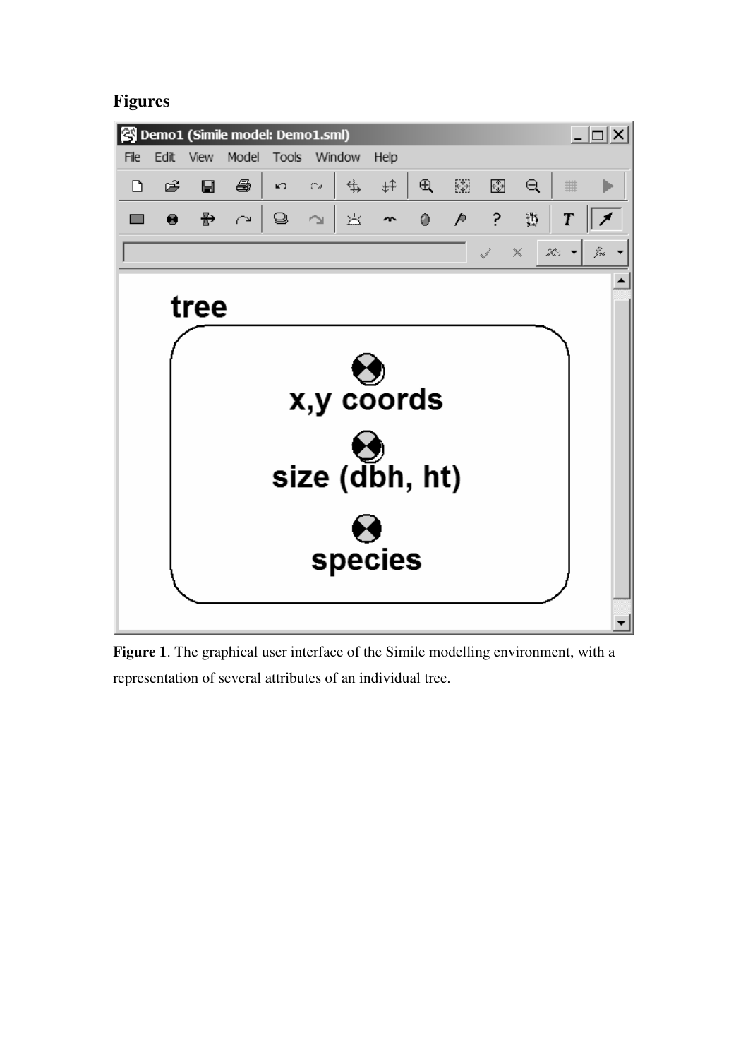## Figures

**Figure 1**. The graphical user interface of the Simile modelling environment, with a representation of several attributes of an individual tree.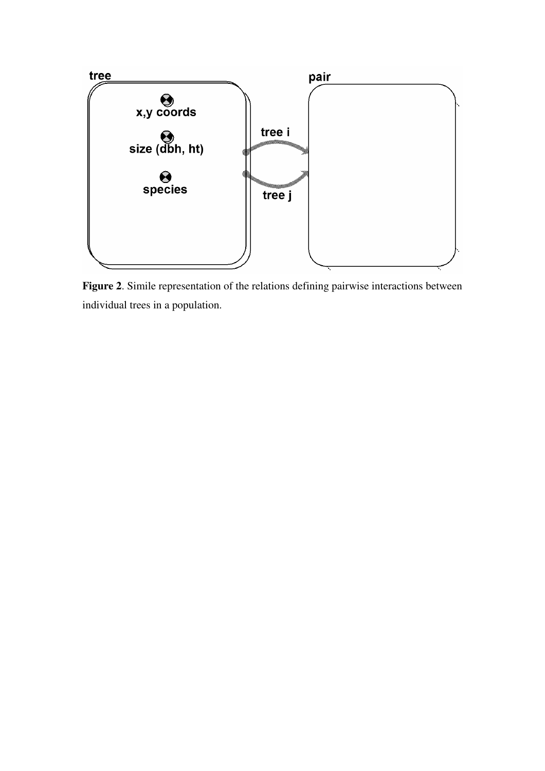**Figure 2**. Simile representation of the relations defining pairwise interactions between individual trees in a population.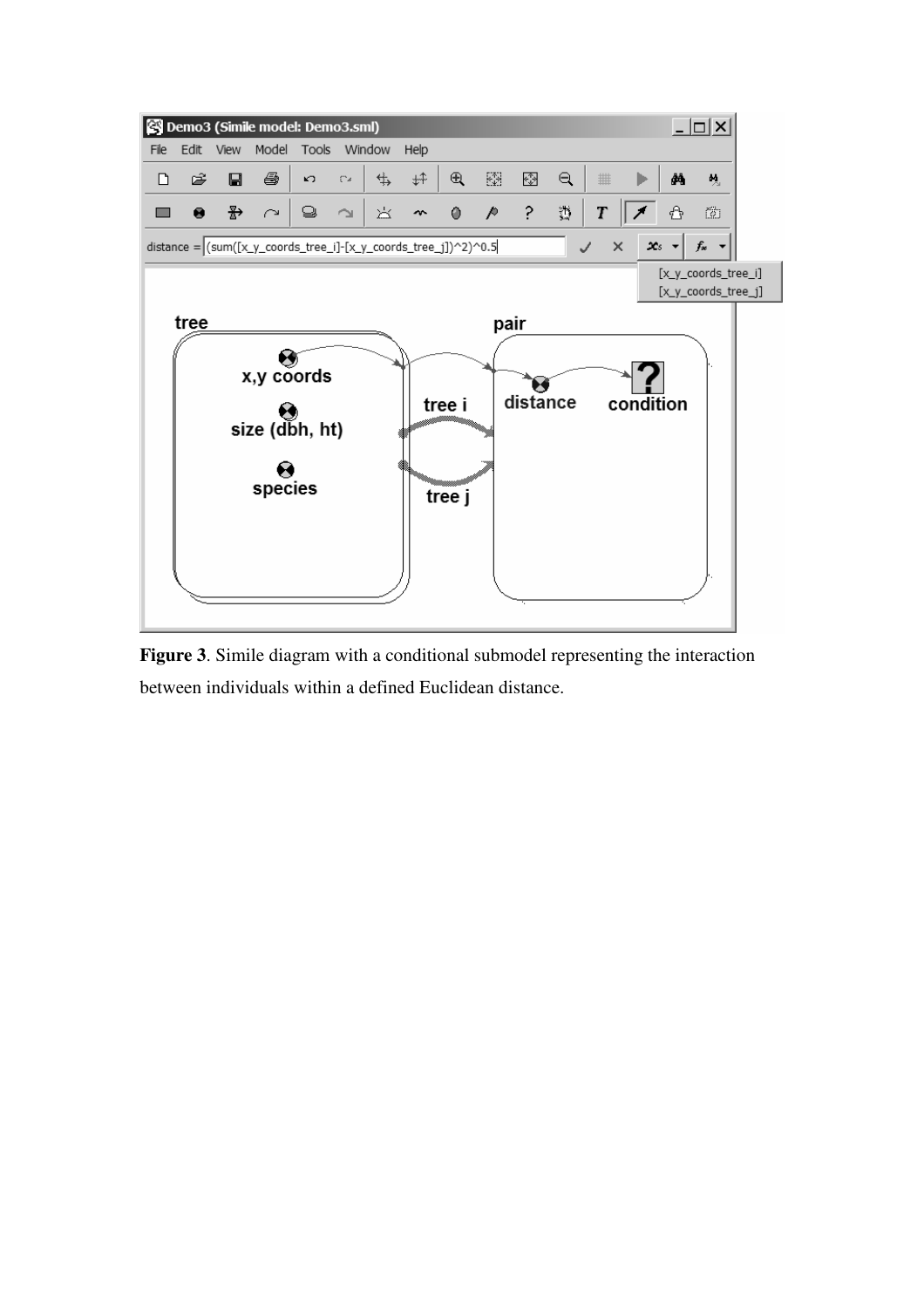**Figure 3**. Simile diagram with a conditional submodel representing the interaction between individuals within a defined Euclidean distance.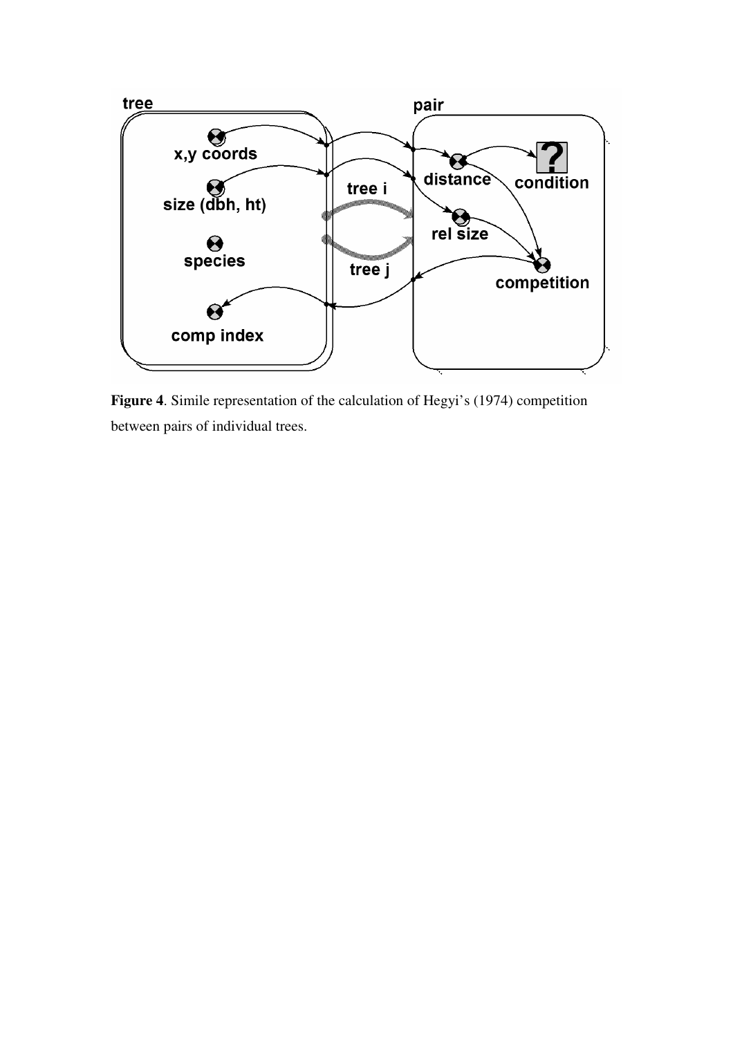**Figure 4**. Simile representation of the calculation of Hegyi's (1974) competition between pairs of individual trees.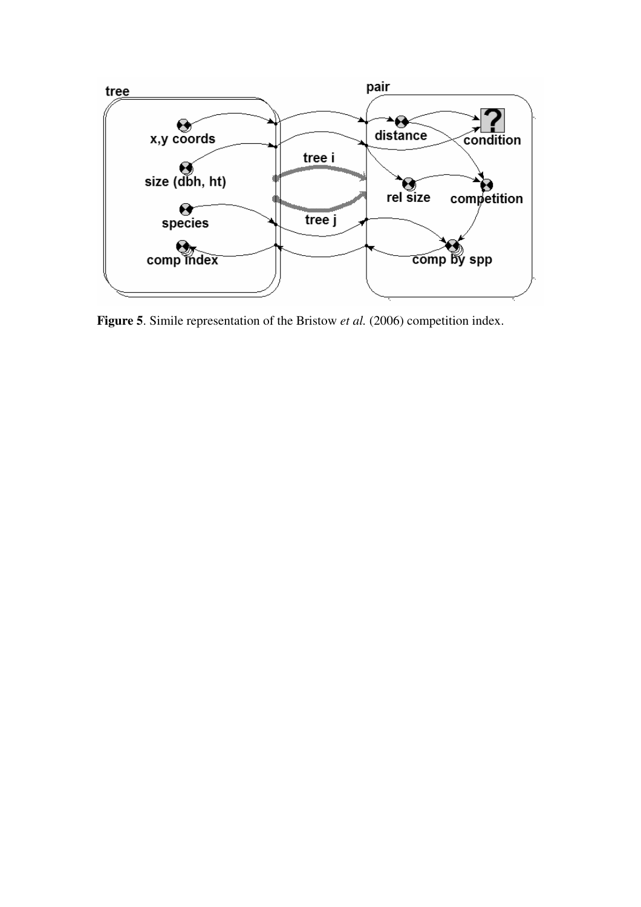**Figure 5**. Simile representation of the Bristow *et al.* (2006) competition index.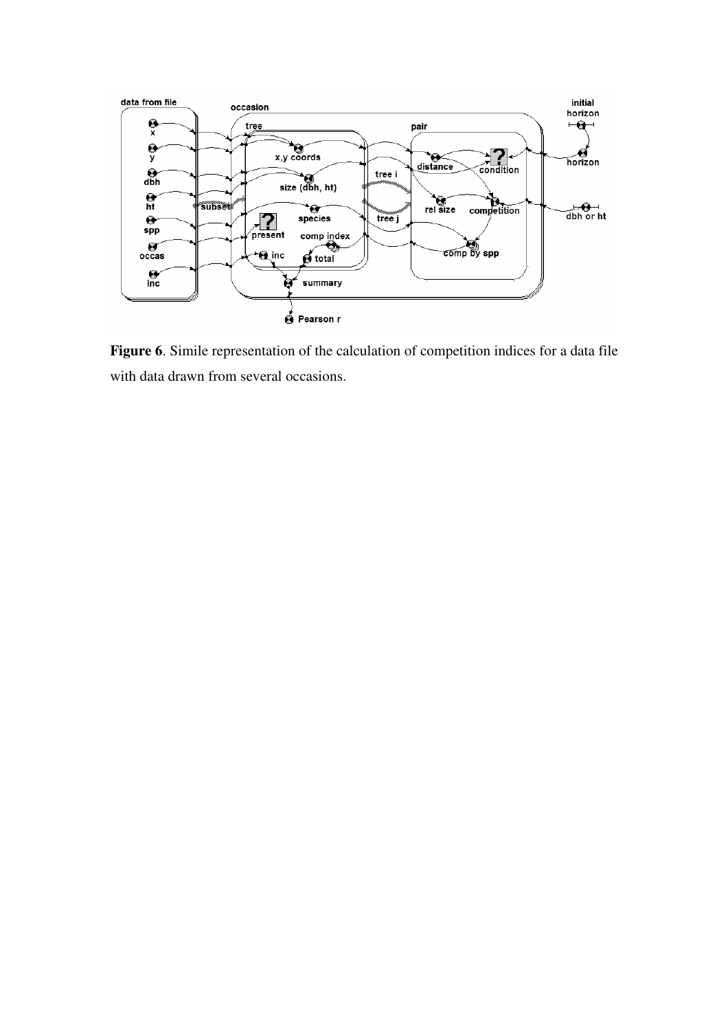**Figure 6**. Simile representation of the calculation of competition indices for a data file with data drawn from several occasions.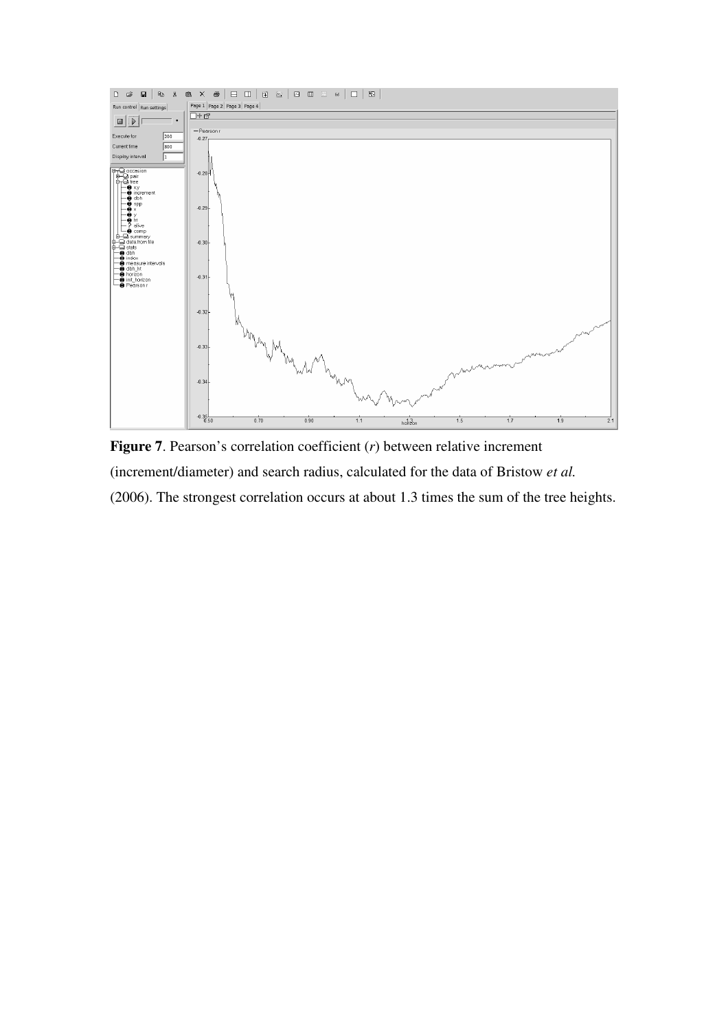**Figure 7**. Pearson's correlation coefficient ($r$) between relative increment (increment/diameter) and search radius, calculated for the data of Bristow *et al.* (2006). The strongest correlation occurs at about 1.3 times the sum of the tree heights.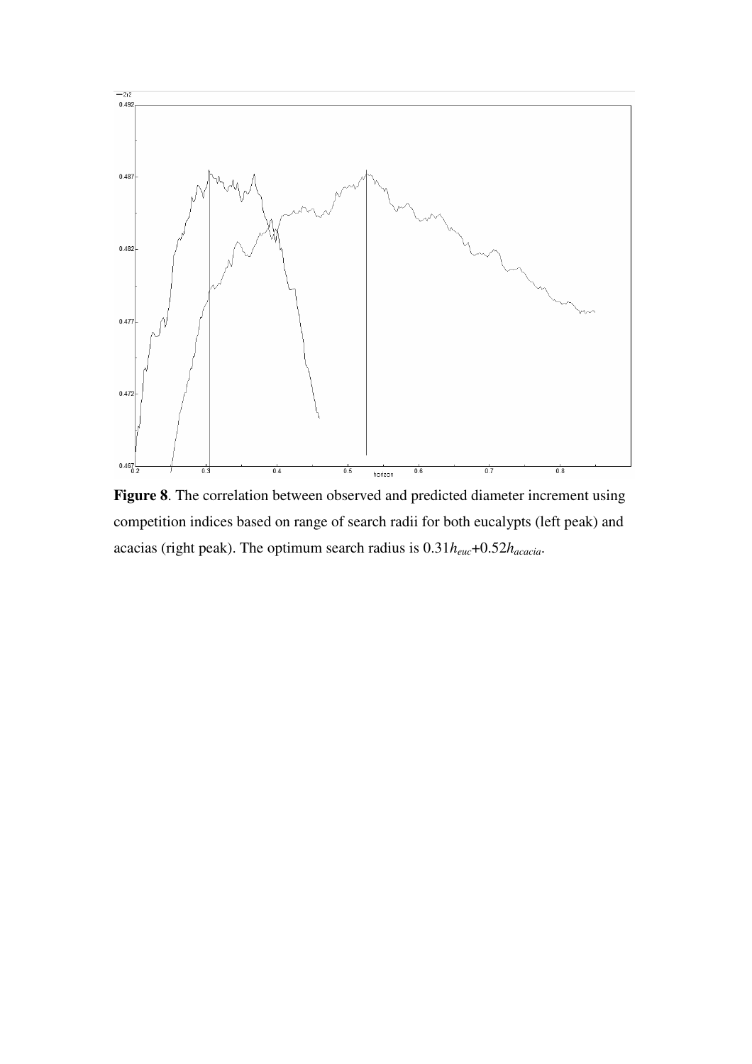**Figure 8**. The correlation between observed and predicted diameter increment using competition indices based on range of search radii for both eucalypts (left peak) and acacias (right peak). The optimum search radius is $0.31h_{euc}+0.52h_{acacia}$.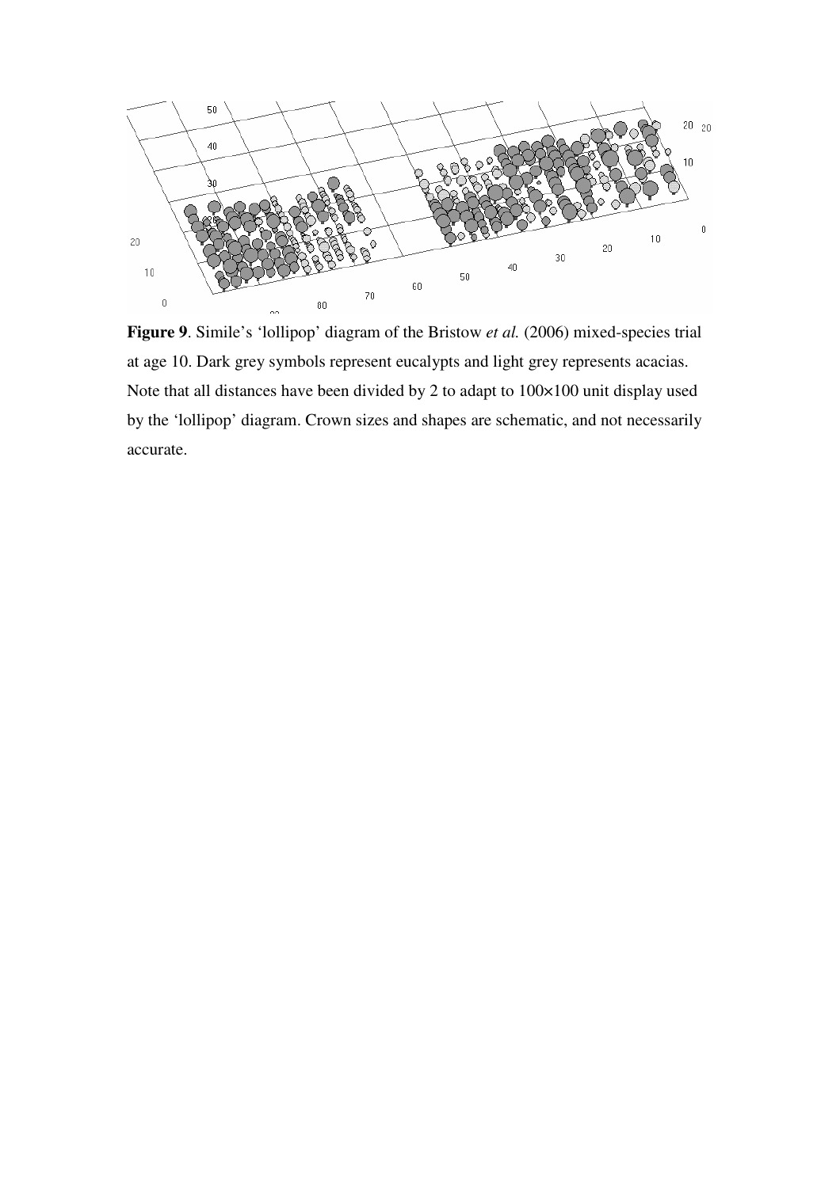**Figure 9**. Simile's 'lollipop' diagram of the Bristow *et al.* (2006) mixed-species trial at age 10. Dark grey symbols represent eucalypts and light grey represents acacias. Note that all distances have been divided by 2 to adapt to 100×100 unit display used by the 'lollipop' diagram. Crown sizes and shapes are schematic, and not necessarily accurate.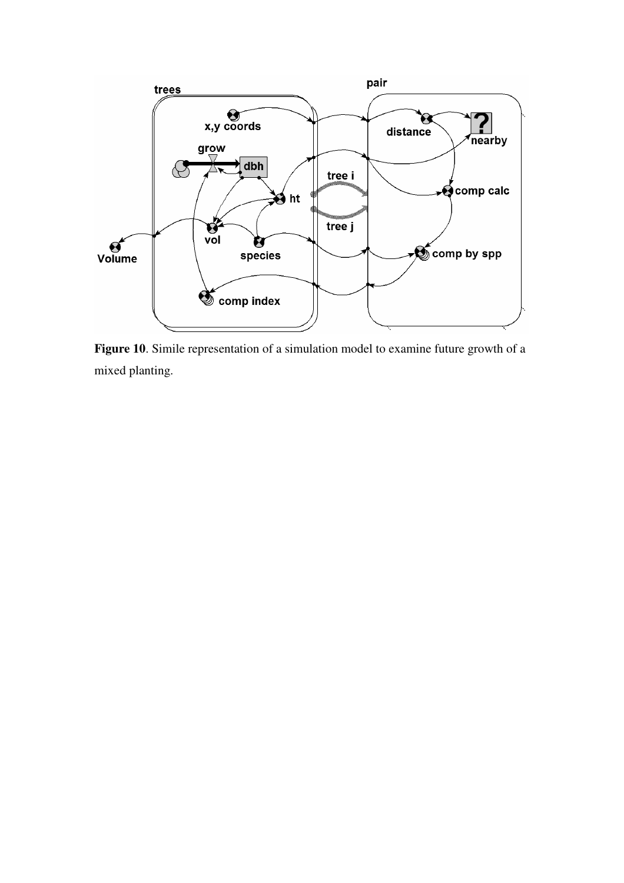**Figure 10**. Simile representation of a simulation model to examine future growth of a mixed planting.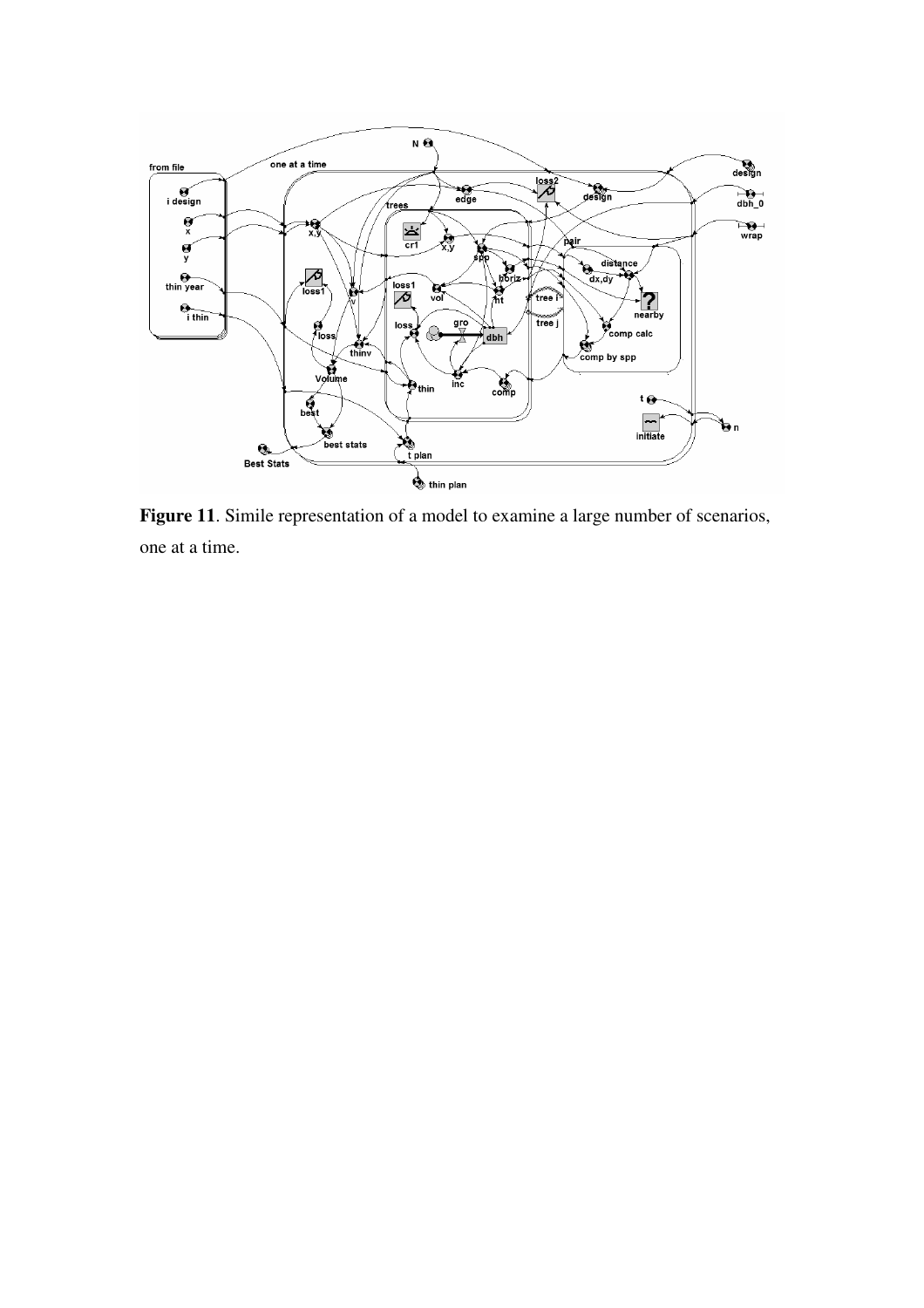**Figure 11**. Simile representation of a model to examine a large number of scenarios, one at a time.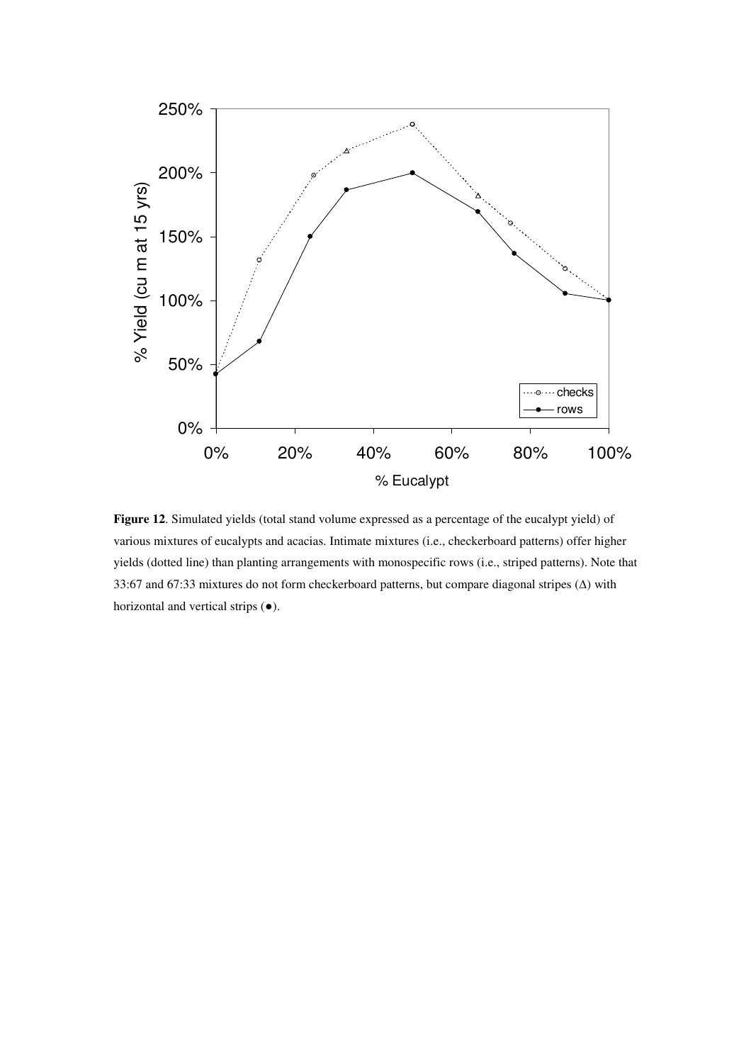**Figure 12**. Simulated yields (total stand volume expressed as a percentage of the eucalypt yield) of various mixtures of eucalypts and acacias. Intimate mixtures (i.e., checkerboard patterns) offer higher yields (dotted line) than planting arrangements with monospecific rows (i.e., striped patterns). Note that 33:67 and 67:33 mixtures do not form checkerboard patterns, but compare diagonal stripes (Δ) with horizontal and vertical strips (●).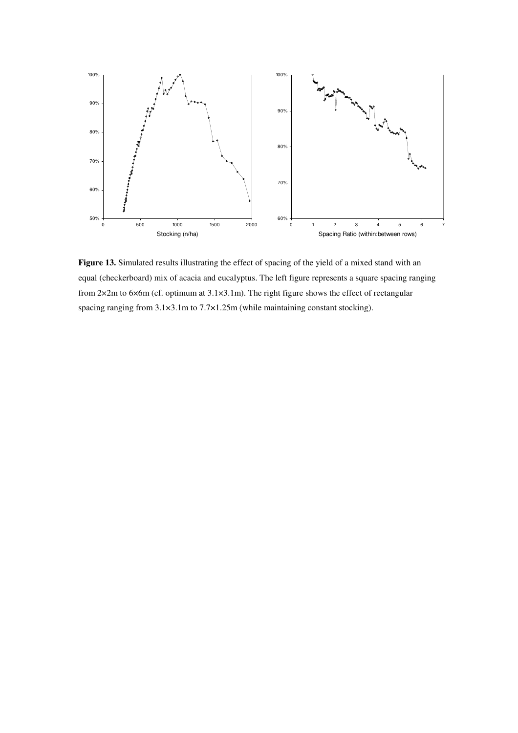100%

90%

80%

70%

60%

50%

0

500

1000

1500

2000

Stocking (n/ha)

100%

90%

80%

70%

60%

0

1

2

3

4

5

6

7

Spacing Ratio (within:between rows)

**Figure 13.** Simulated results illustrating the effect of spacing of the yield of a mixed stand with an equal (checkerboard) mix of acacia and eucalyptus. The left figure represents a square spacing ranging from 2×2m to 6×6m (cf. optimum at 3.1×3.1m). The right figure shows the effect of rectangular spacing ranging from 3.1×3.1m to 7.7×1.25m (while maintaining constant stocking).